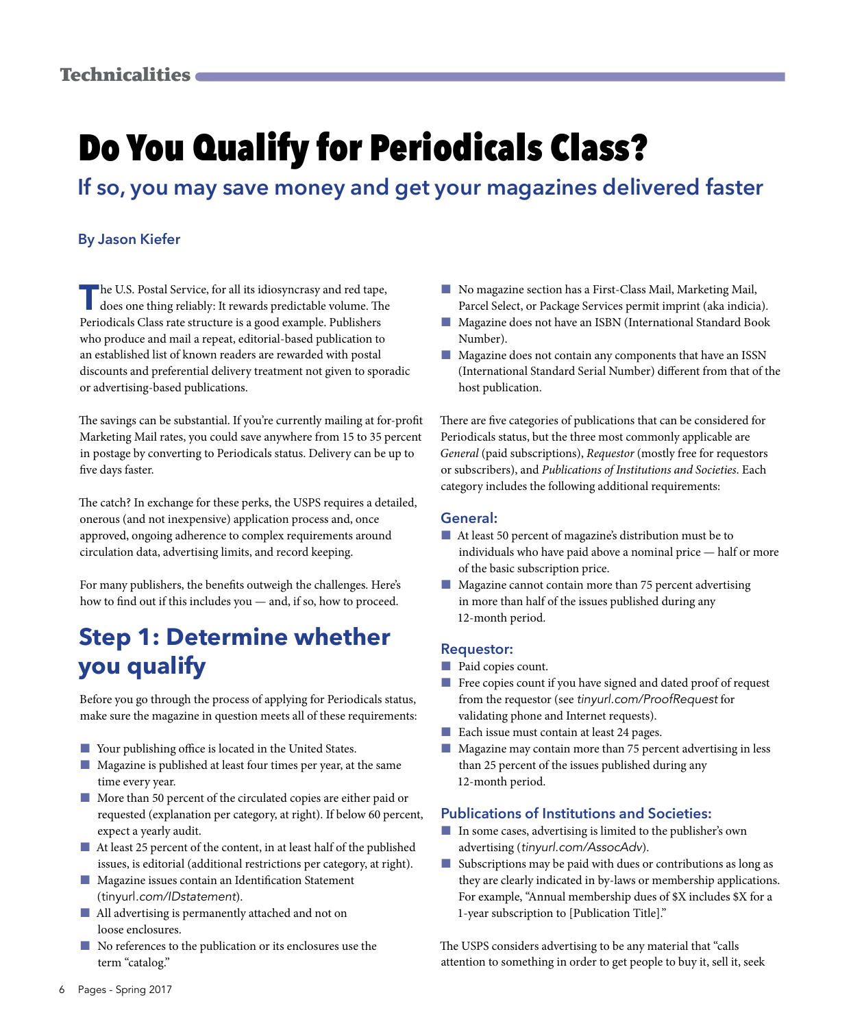# Do You Qualify for Periodicals Class?

## If so, you may save money and get your magazines delivered faster

**By Jason Kiefer**

The U.S. Postal Service, for all its idiosyncrasy and red tape, does one thing reliably: It rewards predictable volume. The Periodicals Class rate structure is a good example. Publishers who produce and mail a repeat, editorial-based publication to an established list of known readers are rewarded with postal discounts and preferential delivery treatment not given to sporadic or advertising-based publications.

The savings can be substantial. If you're currently mailing at for-profit Marketing Mail rates, you could save anywhere from 15 to 35 percent in postage by converting to Periodicals status. Delivery can be up to five days faster.

The catch? In exchange for these perks, the USPS requires a detailed, onerous (and not inexpensive) application process and, once approved, ongoing adherence to complex requirements around circulation data, advertising limits, and record keeping.

For many publishers, the benefits outweigh the challenges. Here's how to find out if this includes you — and, if so, how to proceed.

## Step 1: Determine whether you qualify

Before you go through the process of applying for Periodicals status, make sure the magazine in question meets all of these requirements:

- Your publishing office is located in the United States.
- Magazine is published at least four times per year, at the same time every year.
- More than 50 percent of the circulated copies are either paid or requested (explanation per category, at right). If below 60 percent, expect a yearly audit.
- At least 25 percent of the content, in at least half of the published issues, is editorial (additional restrictions per category, at right).
- Magazine issues contain an Identification Statement (tinyurl.*com/IDstatement*).
- All advertising is permanently attached and not on loose enclosures.
- No references to the publication or its enclosures use the term "catalog."
- No magazine section has a First-Class Mail, Marketing Mail, Parcel Select, or Package Services permit imprint (aka indicia).
- Magazine does not have an ISBN (International Standard Book Number).
- Magazine does not contain any components that have an ISSN (International Standard Serial Number) different from that of the host publication.

There are five categories of publications that can be considered for Periodicals status, but the three most commonly applicable are *General* (paid subscriptions), *Requestor* (mostly free for requestors or subscribers), and *Publications of Institutions and Societies*. Each category includes the following additional requirements:

### General:

- At least 50 percent of magazine's distribution must be to individuals who have paid above a nominal price — half or more of the basic subscription price.
- Magazine cannot contain more than 75 percent advertising in more than half of the issues published during any 12-month period.

### Requestor:

- Paid copies count.
- Free copies count if you have signed and dated proof of request from the requestor (see *tinyurl.com/ProofRequest* for validating phone and Internet requests).
- Each issue must contain at least 24 pages.
- Magazine may contain more than 75 percent advertising in less than 25 percent of the issues published during any 12-month period.

### Publications of Institutions and Societies:

- In some cases, advertising is limited to the publisher's own advertising (*tinyurl.com/AssocAdv*).
- Subscriptions may be paid with dues or contributions as long as they are clearly indicated in by-laws or membership applications. For example, "Annual membership dues of $X includes $X for a 1-year subscription to [Publication Title]."

The USPS considers advertising to be any material that "calls attention to something in order to get people to buy it, sell it, seek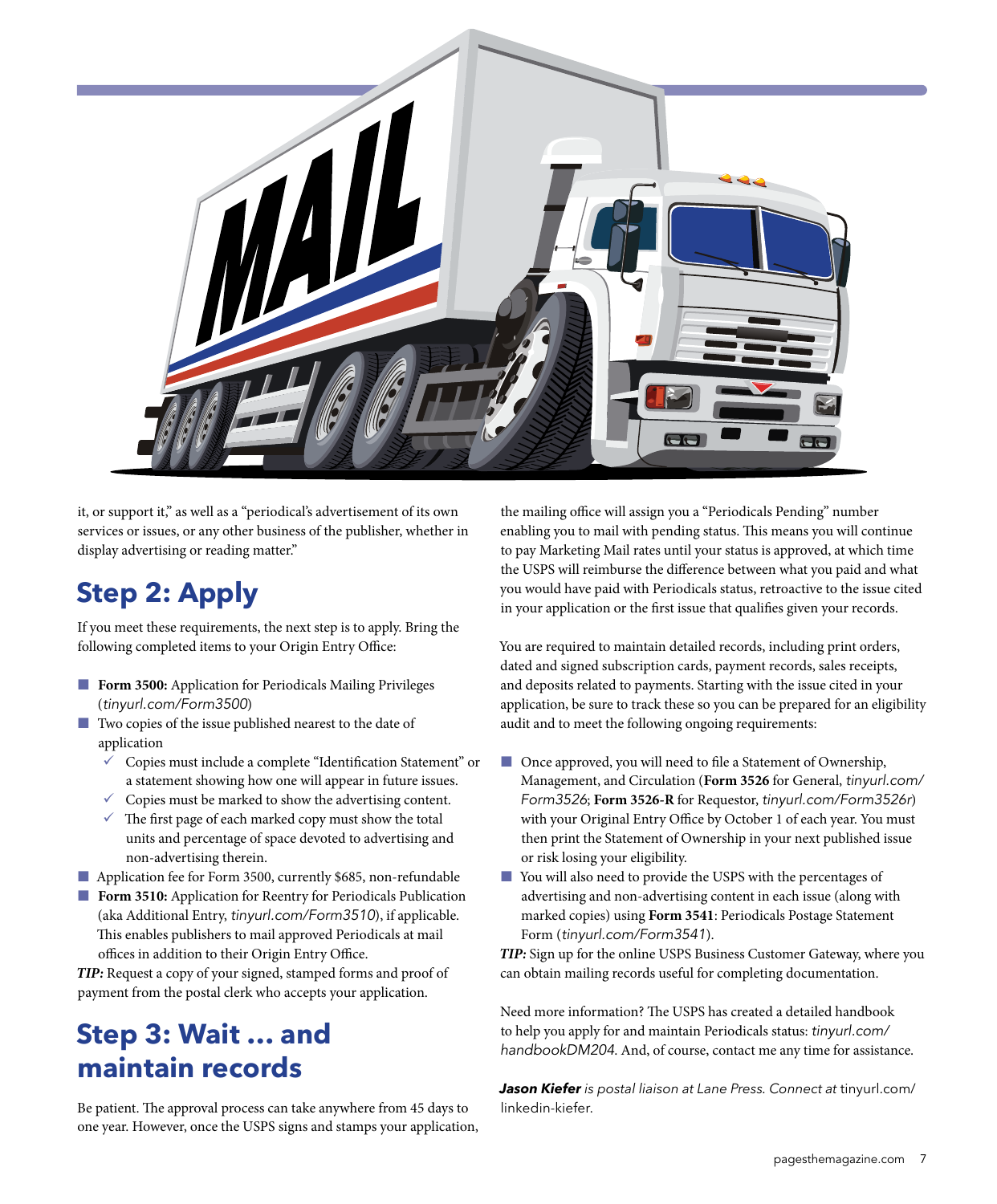it, or support it," as well as a "periodical's advertisement of its own services or issues, or any other business of the publisher, whether in display advertising or reading matter."

## Step 2: Apply

If you meet these requirements, the next step is to apply. Bring the following completed items to your Origin Entry Office:

- **Form 3500:** Application for Periodicals Mailing Privileges (*tinyurl.com/Form3500*)
- Two copies of the issue published nearest to the date of application
  - ✓ Copies must include a complete "Identification Statement" or a statement showing how one will appear in future issues.
  - ✓ Copies must be marked to show the advertising content.
  - ✓ The first page of each marked copy must show the total units and percentage of space devoted to advertising and non-advertising therein.
- Application fee for Form 3500, currently $685, non-refundable
- **Form 3510:** Application for Reentry for Periodicals Publication (aka Additional Entry, *tinyurl.com/Form3510*), if applicable. This enables publishers to mail approved Periodicals at mail offices in addition to their Origin Entry Office.

***TIP:*** Request a copy of your signed, stamped forms and proof of payment from the postal clerk who accepts your application.

## Step 3: Wait … and maintain records

Be patient. The approval process can take anywhere from 45 days to one year. However, once the USPS signs and stamps your application, the mailing office will assign you a "Periodicals Pending" number enabling you to mail with pending status. This means you will continue to pay Marketing Mail rates until your status is approved, at which time the USPS will reimburse the difference between what you paid and what you would have paid with Periodicals status, retroactive to the issue cited in your application or the first issue that qualifies given your records.

You are required to maintain detailed records, including print orders, dated and signed subscription cards, payment records, sales receipts, and deposits related to payments. Starting with the issue cited in your application, be sure to track these so you can be prepared for an eligibility audit and to meet the following ongoing requirements:

- Once approved, you will need to file a Statement of Ownership, Management, and Circulation (**Form 3526** for General, *tinyurl.com/Form3526*; **Form 3526-R** for Requestor, *tinyurl.com/Form3526r*) with your Original Entry Office by October 1 of each year. You must then print the Statement of Ownership in your next published issue or risk losing your eligibility.
- You will also need to provide the USPS with the percentages of advertising and non-advertising content in each issue (along with marked copies) using **Form 3541**: Periodicals Postage Statement Form (*tinyurl.com/Form3541*).

***TIP:*** Sign up for the online USPS Business Customer Gateway, where you can obtain mailing records useful for completing documentation.

Need more information? The USPS has created a detailed handbook to help you apply for and maintain Periodicals status: *tinyurl.com/handbookDM204*. And, of course, contact me any time for assistance.

***Jason Kiefer*** *is postal liaison at Lane Press. Connect at* tinyurl.com/linkedin-kiefer.